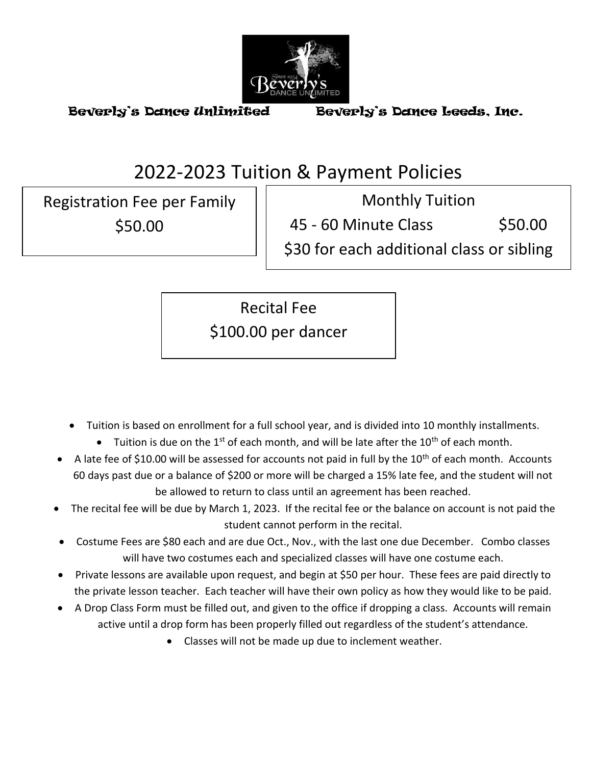Beverly's Dance Unlimited Beverly's Dance Leeds, Inc.

# 2022-2023 Tuition & Payment Policies

Registration Fee per Family
$50.00

Monthly Tuition
45 - 60 Minute Class $50.00
$30 for each additional class or sibling

Recital Fee
$100.00 per dancer

- Tuition is based on enrollment for a full school year, and is divided into 10 monthly installments.
- Tuition is due on the 1st of each month, and will be late after the 10th of each month.
- A late fee of $10.00 will be assessed for accounts not paid in full by the 10th of each month. Accounts 60 days past due or a balance of $200 or more will be charged a 15% late fee, and the student will not be allowed to return to class until an agreement has been reached.
- The recital fee will be due by March 1, 2023. If the recital fee or the balance on account is not paid the student cannot perform in the recital.
- Costume Fees are $80 each and are due Oct., Nov., with the last one due December. Combo classes will have two costumes each and specialized classes will have one costume each.
- Private lessons are available upon request, and begin at $50 per hour. These fees are paid directly to the private lesson teacher. Each teacher will have their own policy as how they would like to be paid.
- A Drop Class Form must be filled out, and given to the office if dropping a class. Accounts will remain active until a drop form has been properly filled out regardless of the student's attendance.
- Classes will not be made up due to inclement weather.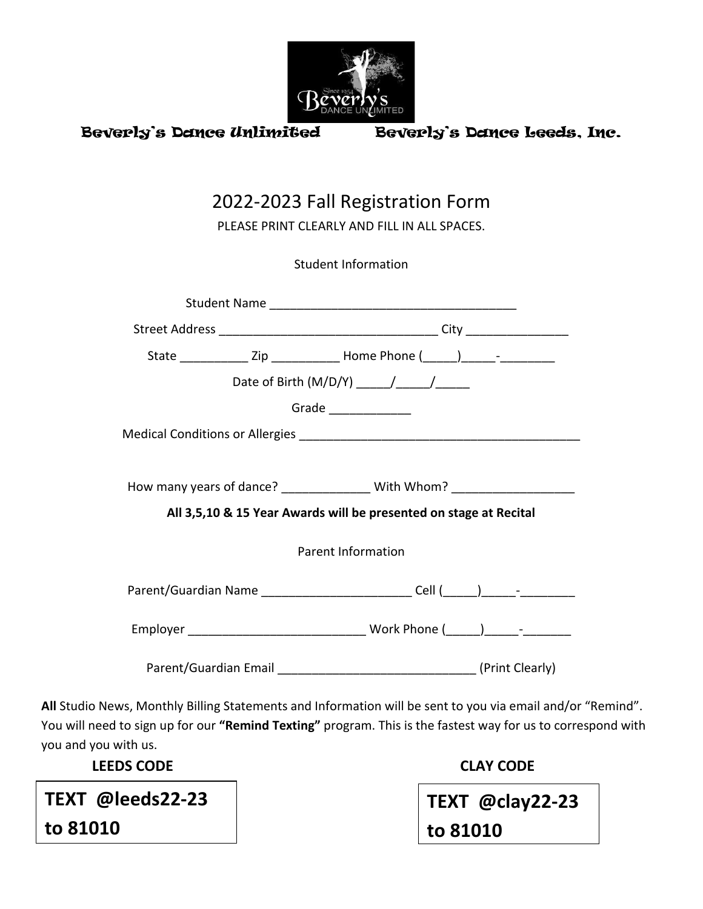Beverly's Dance Unlimited Beverly's Dance Leeds, Inc.

# 2022-2023 Fall Registration Form

PLEASE PRINT CLEARLY AND FILL IN ALL SPACES.

## Student Information

Student Name ______________________________________

Street Address _________________________________ City _______________

State __________ Zip __________ Home Phone (_____)_____-________

Date of Birth (M/D/Y) _____/_____/_____

Grade ____________

Medical Conditions or Allergies __________________________________________

How many years of dance? _____________ With Whom? __________________

**All 3,5,10 & 15 Year Awards will be presented on stage at Recital**

## Parent Information

Parent/Guardian Name ______________________ Cell (_____)_____-________

Employer __________________________ Work Phone (_____)_____-_______

Parent/Guardian Email _____________________________ (Print Clearly)

**All** Studio News, Monthly Billing Statements and Information will be sent to you via email and/or "Remind". You will need to sign up for our **"Remind Texting"** program. This is the fastest way for us to correspond with you and you with us.

| LEEDS CODE | CLAY CODE |
|---|---|
| **TEXT @leeds22-23 to 81010** | **TEXT @clay22-23 to 81010** |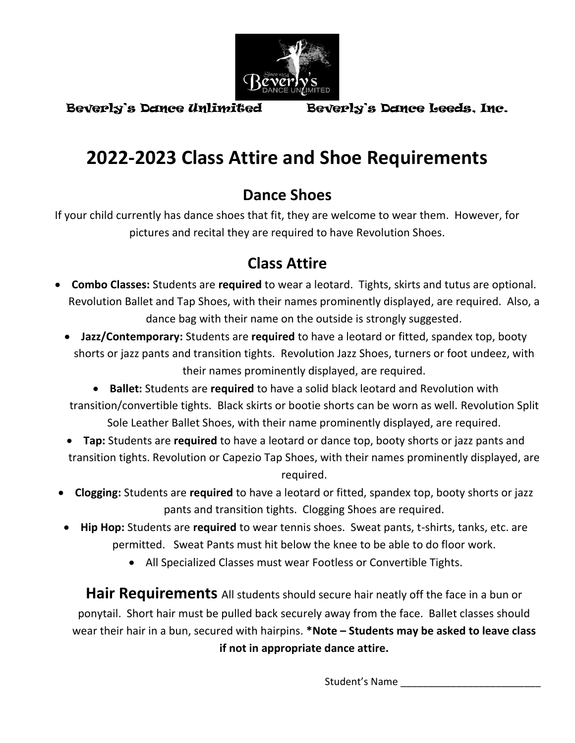Beverly's Dance Unlimited Beverly's Dance Leeds, Inc.

# 2022-2023 Class Attire and Shoe Requirements

## Dance Shoes

If your child currently has dance shoes that fit, they are welcome to wear them. However, for pictures and recital they are required to have Revolution Shoes.

## Class Attire

- **Combo Classes:** Students are **required** to wear a leotard. Tights, skirts and tutus are optional. Revolution Ballet and Tap Shoes, with their names prominently displayed, are required. Also, a dance bag with their name on the outside is strongly suggested.
- **Jazz/Contemporary:** Students are **required** to have a leotard or fitted, spandex top, booty shorts or jazz pants and transition tights. Revolution Jazz Shoes, turners or foot undeez, with their names prominently displayed, are required.
- **Ballet:** Students are **required** to have a solid black leotard and Revolution with transition/convertible tights. Black skirts or bootie shorts can be worn as well. Revolution Split Sole Leather Ballet Shoes, with their name prominently displayed, are required.
- **Tap:** Students are **required** to have a leotard or dance top, booty shorts or jazz pants and transition tights. Revolution or Capezio Tap Shoes, with their names prominently displayed, are required.
- **Clogging:** Students are **required** to have a leotard or fitted, spandex top, booty shorts or jazz pants and transition tights. Clogging Shoes are required.
- **Hip Hop:** Students are **required** to wear tennis shoes. Sweat pants, t-shirts, tanks, etc. are permitted. Sweat Pants must hit below the knee to be able to do floor work.
- All Specialized Classes must wear Footless or Convertible Tights.

**Hair Requirements** All students should secure hair neatly off the face in a bun or ponytail. Short hair must be pulled back securely away from the face. Ballet classes should wear their hair in a bun, secured with hairpins. **\*Note – Students may be asked to leave class if not in appropriate dance attire.**

Student's Name _________________________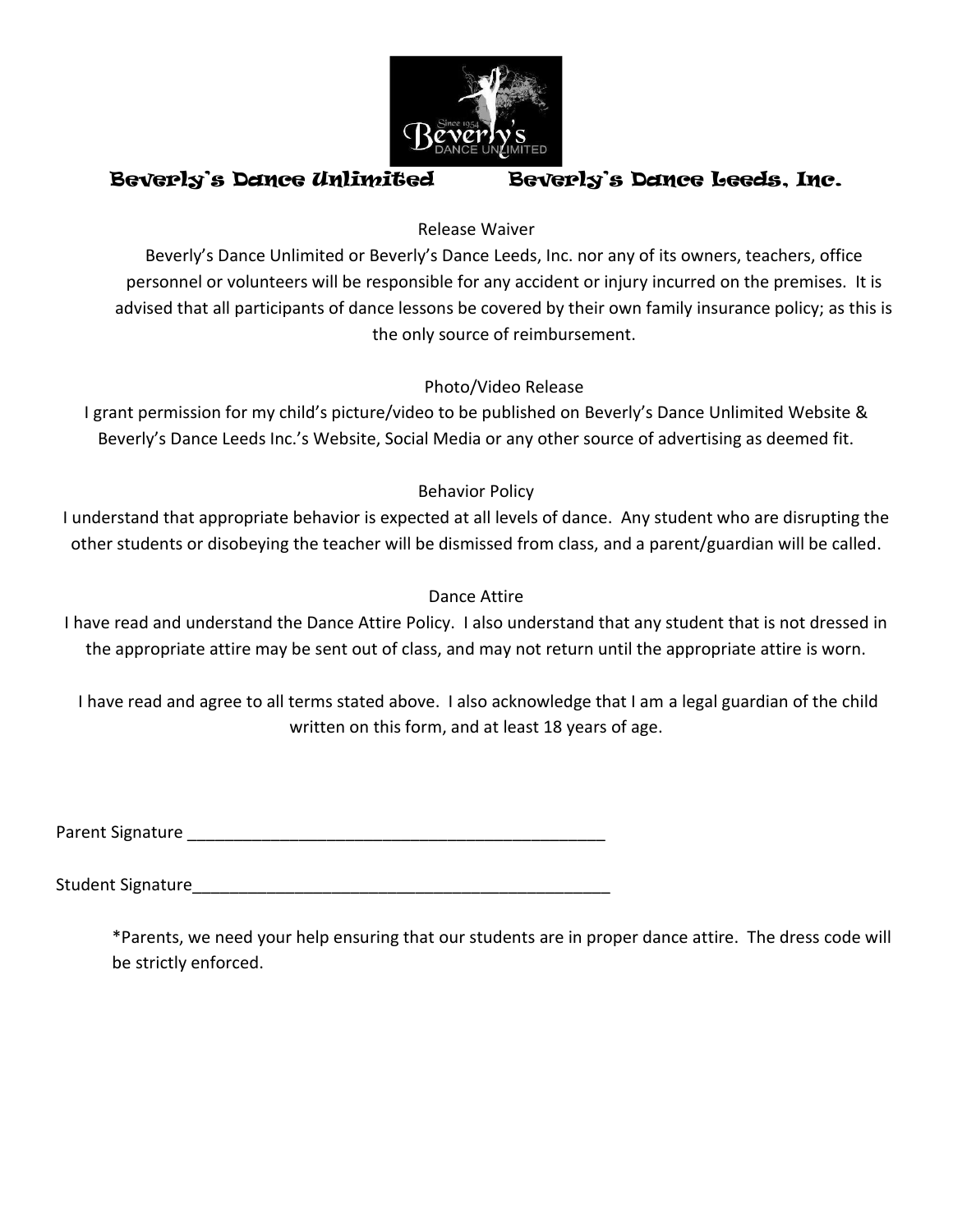**Beverly's Dance Unlimited** **Beverly's Dance Leeds, Inc.**

## Release Waiver

Beverly's Dance Unlimited or Beverly's Dance Leeds, Inc. nor any of its owners, teachers, office personnel or volunteers will be responsible for any accident or injury incurred on the premises. It is advised that all participants of dance lessons be covered by their own family insurance policy; as this is the only source of reimbursement.

## Photo/Video Release

I grant permission for my child's picture/video to be published on Beverly's Dance Unlimited Website & Beverly's Dance Leeds Inc.'s Website, Social Media or any other source of advertising as deemed fit.

## Behavior Policy

I understand that appropriate behavior is expected at all levels of dance. Any student who are disrupting the other students or disobeying the teacher will be dismissed from class, and a parent/guardian will be called.

## Dance Attire

I have read and understand the Dance Attire Policy. I also understand that any student that is not dressed in the appropriate attire may be sent out of class, and may not return until the appropriate attire is worn.

I have read and agree to all terms stated above. I also acknowledge that I am a legal guardian of the child written on this form, and at least 18 years of age.

Parent Signature ______________________________________________

Student Signature_______________________________________________

*Parents, we need your help ensuring that our students are in proper dance attire. The dress code will be strictly enforced.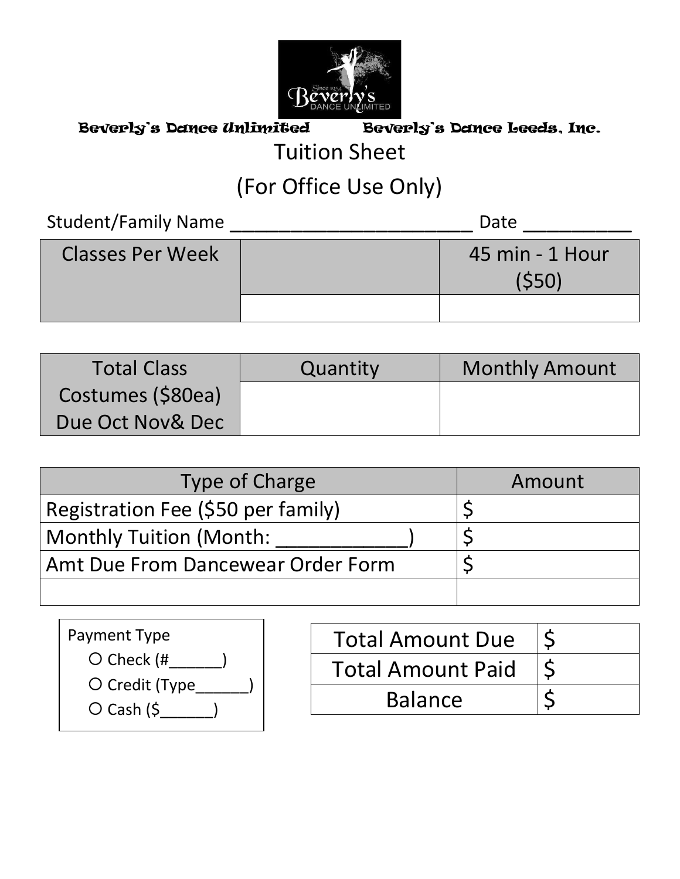Beverly's Dance Unlimited Beverly's Dance Leeds, Inc.

# Tuition Sheet

## (For Office Use Only)

Student/Family Name ________________________ Date __________

| Classes Per Week | | 45 min - 1 Hour ($50) |
| --- | --- | --- |
| | | |

| Total Class Costumes ($80ea) Due Oct Nov& Dec | Quantity | Monthly Amount |
| --- | --- | --- |
| | | |

| Type of Charge | Amount |
| --- | --- |
| Registration Fee ($50 per family) | $ |
| Monthly Tuition (Month: ____________) | $ |
| Amt Due From Dancewear Order Form | $ |
| | |

Payment Type

- ○ Check (#______)
- ○ Credit (Type______)
- ○ Cash ($______)

| | |
| --- | --- |
| Total Amount Due | $ |
| Total Amount Paid | $ |
| Balance | $ |